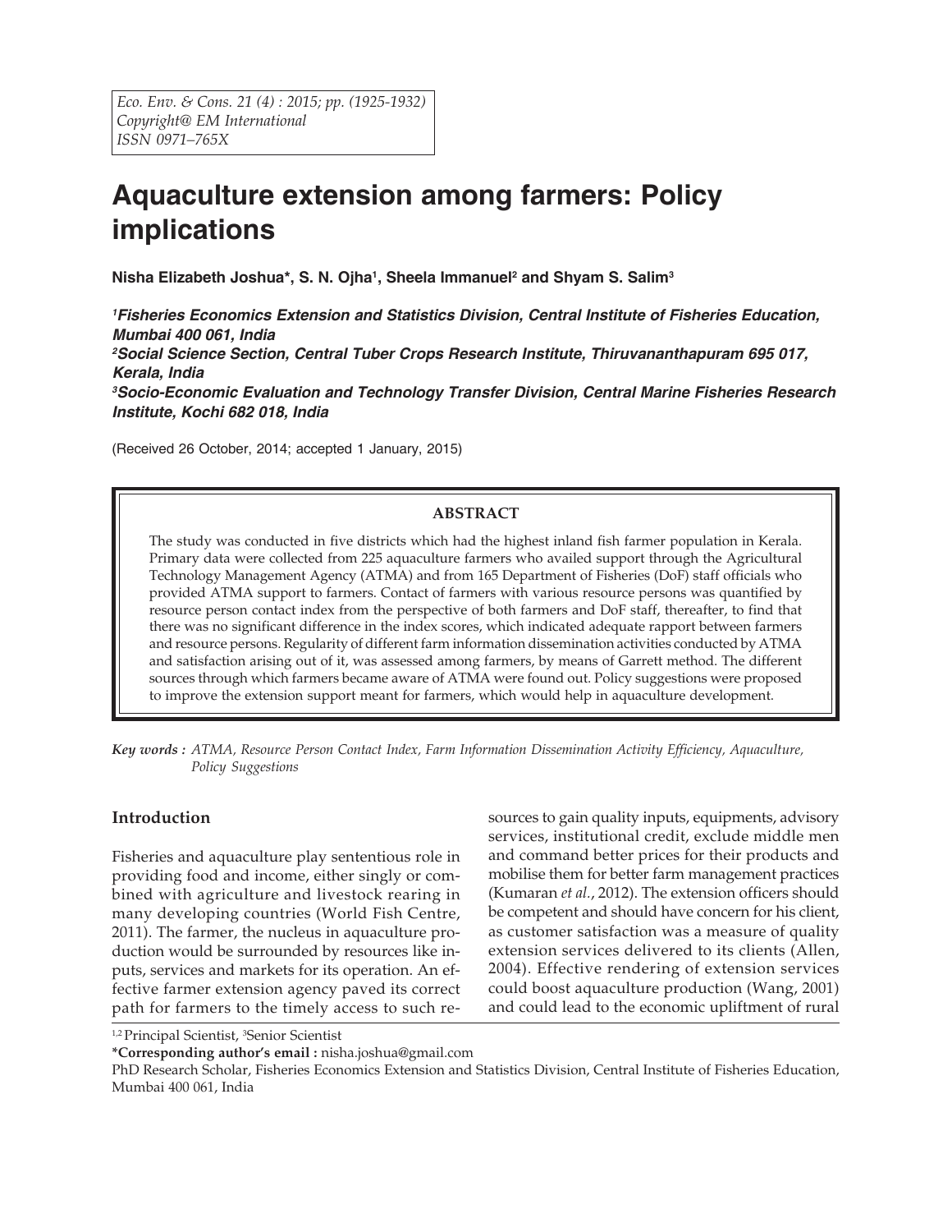Eco. Env. & Cons. 21 (4) : 2015; pp. (1925-1932)
Copyright@ EM International
ISSN 0971–765X

# Aquaculture extension among farmers: Policy implications

**Nisha Elizabeth Joshua*, S. N. Ojha[1], Sheela Immanuel[2] and Shyam S. Salim[3]**

*[1]Fisheries Economics Extension and Statistics Division, Central Institute of Fisheries Education, Mumbai 400 061, India*
*[2]Social Science Section, Central Tuber Crops Research Institute, Thiruvananthapuram 695 017, Kerala, India*
*[3]Socio-Economic Evaluation and Technology Transfer Division, Central Marine Fisheries Research Institute, Kochi 682 018, India*

(Received 26 October, 2014; accepted 1 January, 2015)

## ABSTRACT

The study was conducted in five districts which had the highest inland fish farmer population in Kerala. Primary data were collected from 225 aquaculture farmers who availed support through the Agricultural Technology Management Agency (ATMA) and from 165 Department of Fisheries (DoF) staff officials who provided ATMA support to farmers. Contact of farmers with various resource persons was quantified by resource person contact index from the perspective of both farmers and DoF staff, thereafter, to find that there was no significant difference in the index scores, which indicated adequate rapport between farmers and resource persons. Regularity of different farm information dissemination activities conducted by ATMA and satisfaction arising out of it, was assessed among farmers, by means of Garrett method. The different sources through which farmers became aware of ATMA were found out. Policy suggestions were proposed to improve the extension support meant for farmers, which would help in aquaculture development.

*Key words :* *ATMA, Resource Person Contact Index, Farm Information Dissemination Activity Efficiency, Aquaculture, Policy Suggestions*

## Introduction

Fisheries and aquaculture play sententious role in providing food and income, either singly or combined with agriculture and livestock rearing in many developing countries (World Fish Centre, 2011). The farmer, the nucleus in aquaculture production would be surrounded by resources like inputs, services and markets for its operation. An effective farmer extension agency paved its correct path for farmers to the timely access to such resources to gain quality inputs, equipments, advisory services, institutional credit, exclude middle men and command better prices for their products and mobilise them for better farm management practices (Kumaran *et al.*, 2012). The extension officers should be competent and should have concern for his client, as customer satisfaction was a measure of quality extension services delivered to its clients (Allen, 2004). Effective rendering of extension services could boost aquaculture production (Wang, 2001) and could lead to the economic upliftment of rural

[1,2] Principal Scientist, [3]Senior Scientist
***Corresponding author's email :** nisha.joshua@gmail.com
PhD Research Scholar, Fisheries Economics Extension and Statistics Division, Central Institute of Fisheries Education, Mumbai 400 061, India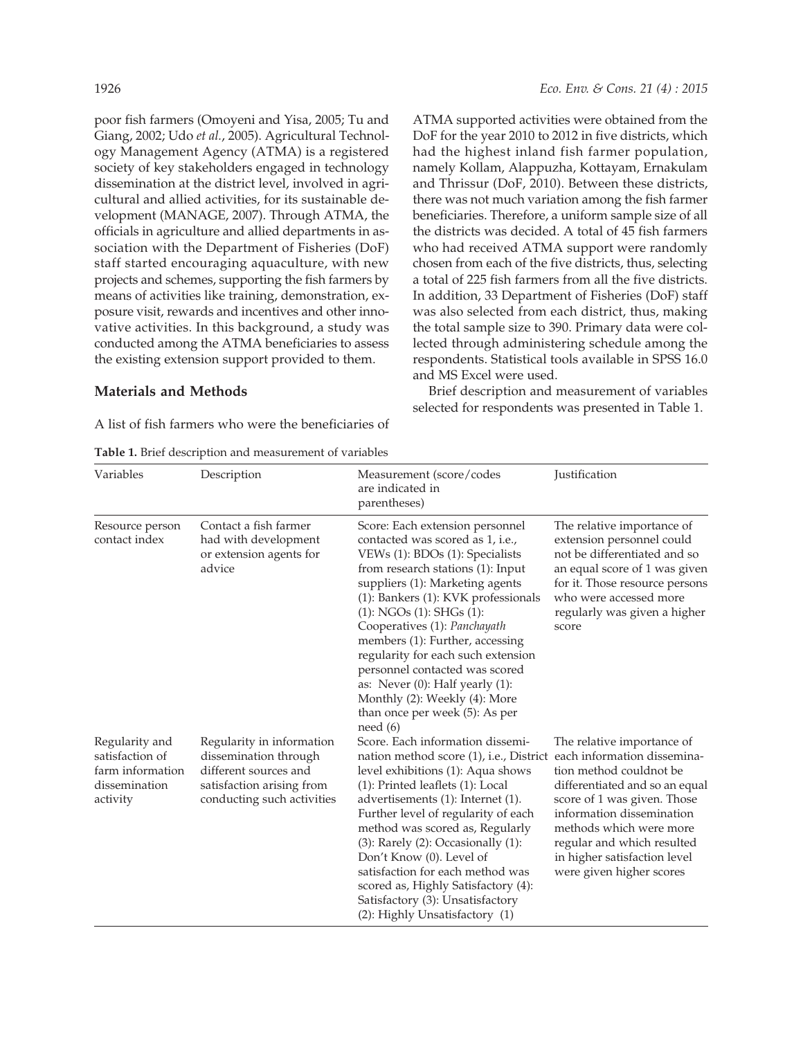poor fish farmers (Omoyeni and Yisa, 2005; Tu and Giang, 2002; Udo *et al.*, 2005). Agricultural Technology Management Agency (ATMA) is a registered society of key stakeholders engaged in technology dissemination at the district level, involved in agricultural and allied activities, for its sustainable development (MANAGE, 2007). Through ATMA, the officials in agriculture and allied departments in association with the Department of Fisheries (DoF) staff started encouraging aquaculture, with new projects and schemes, supporting the fish farmers by means of activities like training, demonstration, exposure visit, rewards and incentives and other innovative activities. In this background, a study was conducted among the ATMA beneficiaries to assess the existing extension support provided to them.

## Materials and Methods

A list of fish farmers who were the beneficiaries of ATMA supported activities were obtained from the DoF for the year 2010 to 2012 in five districts, which had the highest inland fish farmer population, namely Kollam, Alappuzha, Kottayam, Ernakulam and Thrissur (DoF, 2010). Between these districts, there was not much variation among the fish farmer beneficiaries. Therefore, a uniform sample size of all the districts was decided. A total of 45 fish farmers who had received ATMA support were randomly chosen from each of the five districts, thus, selecting a total of 225 fish farmers from all the five districts. In addition, 33 Department of Fisheries (DoF) staff was also selected from each district, thus, making the total sample size to 390. Primary data were collected through administering schedule among the respondents. Statistical tools available in SPSS 16.0 and MS Excel were used.

Brief description and measurement of variables selected for respondents was presented in Table 1.

**Table 1.** Brief description and measurement of variables

| Variables | Description | Measurement (score/codes are indicated in parentheses) | Justification |
|---|---|---|---|
| Resource person contact index | Contact a fish farmer had with development or extension agents for advice | Score: Each extension personnel contacted was scored as 1, i.e., VEWs (1): BDOs (1): Specialists from research stations (1): Input suppliers (1): Marketing agents (1): Bankers (1): KVK professionals (1): NGOs (1): SHGs (1): Cooperatives (1): *Panchayath* members (1): Further, accessing regularity for each such extension personnel contacted was scored as: Never (0): Half yearly (1): Monthly (2): Weekly (4): More than once per week (5): As per need (6) | The relative importance of extension personnel could not be differentiated and so an equal score of 1 was given for it. Those resource persons who were accessed more regularly was given a higher score |
| Regularity and satisfaction of farm information dissemination activity | Regularity in information dissemination through different sources and satisfaction arising from conducting such activities | Score. Each information dissemination method score (1), i.e., District level exhibitions (1): Aqua shows (1): Printed leaflets (1): Local advertisements (1): Internet (1). Further level of regularity of each method was scored as, Regularly (3): Rarely (2): Occasionally (1): Don't Know (0). Level of satisfaction for each method was scored as, Highly Satisfactory (4): Satisfactory (3): Unsatisfactory (2): Highly Unsatisfactory (1) | The relative importance of each information dissemination method couldnot be differentiated and so an equal score of 1 was given. Those information dissemination methods which were more regular and which resulted in higher satisfaction level were given higher scores |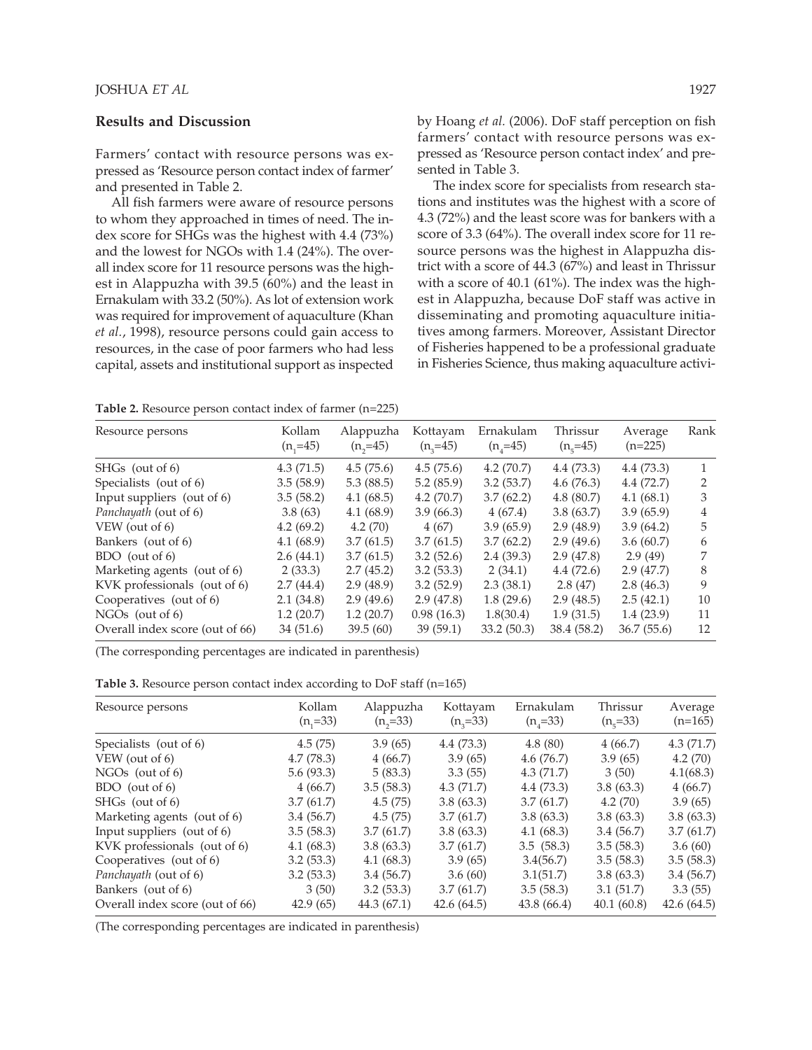## Results and Discussion

Farmers' contact with resource persons was expressed as 'Resource person contact index of farmer' and presented in Table 2.

All fish farmers were aware of resource persons to whom they approached in times of need. The index score for SHGs was the highest with 4.4 (73%) and the lowest for NGOs with 1.4 (24%). The overall index score for 11 resource persons was the highest in Alappuzha with 39.5 (60%) and the least in Ernakulam with 33.2 (50%). As lot of extension work was required for improvement of aquaculture (Khan *et al.*, 1998), resource persons could gain access to resources, in the case of poor farmers who had less capital, assets and institutional support as inspected by Hoang *et al.* (2006). DoF staff perception on fish farmers' contact with resource persons was expressed as 'Resource person contact index' and presented in Table 3.

The index score for specialists from research stations and institutes was the highest with a score of 4.3 (72%) and the least score was for bankers with a score of 3.3 (64%). The overall index score for 11 resource persons was the highest in Alappuzha district with a score of 44.3 (67%) and least in Thrissur with a score of 40.1 (61%). The index was the highest in Alappuzha, because DoF staff was active in disseminating and promoting aquaculture initiatives among farmers. Moreover, Assistant Director of Fisheries happened to be a professional graduate in Fisheries Science, thus making aquaculture activi-

**Table 2.** Resource person contact index of farmer (n=225)

| Resource persons | Kollam ($n_1$=45) | Alappuzha ($n_2$=45) | Kottayam ($n_3$=45) | Ernakulam ($n_4$=45) | Thrissur ($n_5$=45) | Average (n=225) | Rank |
|---|---|---|---|---|---|---|---|
| SHGs (out of 6) | 4.3 (71.5) | 4.5 (75.6) | 4.5 (75.6) | 4.2 (70.7) | 4.4 (73.3) | 4.4 (73.3) | 1 |
| Specialists (out of 6) | 3.5 (58.9) | 5.3 (88.5) | 5.2 (85.9) | 3.2 (53.7) | 4.6 (76.3) | 4.4 (72.7) | 2 |
| Input suppliers (out of 6) | 3.5 (58.2) | 4.1 (68.5) | 4.2 (70.7) | 3.7 (62.2) | 4.8 (80.7) | 4.1 (68.1) | 3 |
| *Panchayath* (out of 6) | 3.8 (63) | 4.1 (68.9) | 3.9 (66.3) | 4 (67.4) | 3.8 (63.7) | 3.9 (65.9) | 4 |
| VEW (out of 6) | 4.2 (69.2) | 4.2 (70) | 4 (67) | 3.9 (65.9) | 2.9 (48.9) | 3.9 (64.2) | 5 |
| Bankers (out of 6) | 4.1 (68.9) | 3.7 (61.5) | 3.7 (61.5) | 3.7 (62.2) | 2.9 (49.6) | 3.6 (60.7) | 6 |
| BDO (out of 6) | 2.6 (44.1) | 3.7 (61.5) | 3.2 (52.6) | 2.4 (39.3) | 2.9 (47.8) | 2.9 (49) | 7 |
| Marketing agents (out of 6) | 2 (33.3) | 2.7 (45.2) | 3.2 (53.3) | 2 (34.1) | 4.4 (72.6) | 2.9 (47.7) | 8 |
| KVK professionals (out of 6) | 2.7 (44.4) | 2.9 (48.9) | 3.2 (52.9) | 2.3 (38.1) | 2.8 (47) | 2.8 (46.3) | 9 |
| Cooperatives (out of 6) | 2.1 (34.8) | 2.9 (49.6) | 2.9 (47.8) | 1.8 (29.6) | 2.9 (48.5) | 2.5 (42.1) | 10 |
| NGOs (out of 6) | 1.2 (20.7) | 1.2 (20.7) | 0.98 (16.3) | 1.8(30.4) | 1.9 (31.5) | 1.4 (23.9) | 11 |
| Overall index score (out of 66) | 34 (51.6) | 39.5 (60) | 39 (59.1) | 33.2 (50.3) | 38.4 (58.2) | 36.7 (55.6) | 12 |

(The corresponding percentages are indicated in parenthesis)

**Table 3.** Resource person contact index according to DoF staff (n=165)

| Resource persons | Kollam ($n_1$=33) | Alappuzha ($n_2$=33) | Kottayam ($n_3$=33) | Ernakulam ($n_4$=33) | Thrissur ($n_5$=33) | Average (n=165) |
|---|---|---|---|---|---|---|
| Specialists (out of 6) | 4.5 (75) | 3.9 (65) | 4.4 (73.3) | 4.8 (80) | 4 (66.7) | 4.3 (71.7) |
| VEW (out of 6) | 4.7 (78.3) | 4 (66.7) | 3.9 (65) | 4.6 (76.7) | 3.9 (65) | 4.2 (70) |
| NGOs (out of 6) | 5.6 (93.3) | 5 (83.3) | 3.3 (55) | 4.3 (71.7) | 3 (50) | 4.1(68.3) |
| BDO (out of 6) | 4 (66.7) | 3.5 (58.3) | 4.3 (71.7) | 4.4 (73.3) | 3.8 (63.3) | 4 (66.7) |
| SHGs (out of 6) | 3.7 (61.7) | 4.5 (75) | 3.8 (63.3) | 3.7 (61.7) | 4.2 (70) | 3.9 (65) |
| Marketing agents (out of 6) | 3.4 (56.7) | 4.5 (75) | 3.7 (61.7) | 3.8 (63.3) | 3.8 (63.3) | 3.8 (63.3) |
| Input suppliers (out of 6) | 3.5 (58.3) | 3.7 (61.7) | 3.8 (63.3) | 4.1 (68.3) | 3.4 (56.7) | 3.7 (61.7) |
| KVK professionals (out of 6) | 4.1 (68.3) | 3.8 (63.3) | 3.7 (61.7) | 3.5 (58.3) | 3.5 (58.3) | 3.6 (60) |
| Cooperatives (out of 6) | 3.2 (53.3) | 4.1 (68.3) | 3.9 (65) | 3.4(56.7) | 3.5 (58.3) | 3.5 (58.3) |
| *Panchayath* (out of 6) | 3.2 (53.3) | 3.4 (56.7) | 3.6 (60) | 3.1(51.7) | 3.8 (63.3) | 3.4 (56.7) |
| Bankers (out of 6) | 3 (50) | 3.2 (53.3) | 3.7 (61.7) | 3.5 (58.3) | 3.1 (51.7) | 3.3 (55) |
| Overall index score (out of 66) | 42.9 (65) | 44.3 (67.1) | 42.6 (64.5) | 43.8 (66.4) | 40.1 (60.8) | 42.6 (64.5) |

(The corresponding percentages are indicated in parenthesis)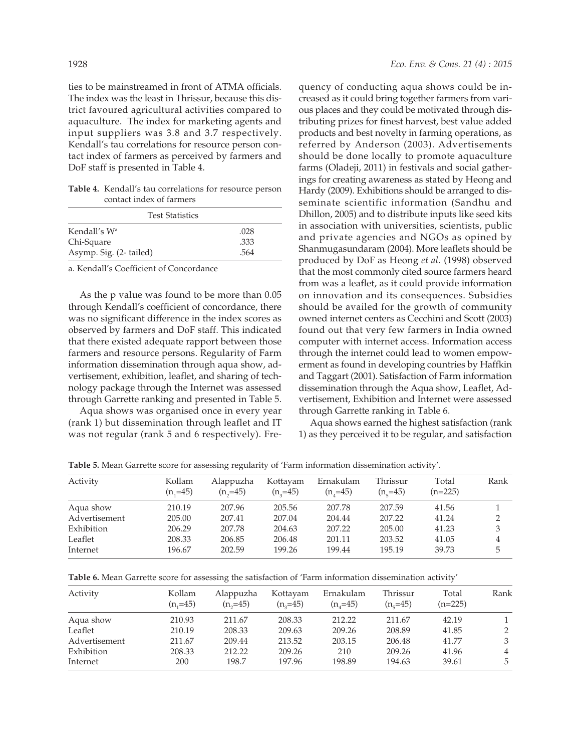ties to be mainstreamed in front of ATMA officials. The index was the least in Thrissur, because this district favoured agricultural activities compared to aquaculture. The index for marketing agents and input suppliers was 3.8 and 3.7 respectively. Kendall's tau correlations for resource person contact index of farmers as perceived by farmers and DoF staff is presented in Table 4.

**Table 4.** Kendall's tau correlations for resource person contact index of farmers

| Test Statistics | |
|---|---|
| Kendall's W[a] | .028 |
| Chi-Square | .333 |
| Asymp. Sig. (2- tailed) | .564 |

a. Kendall's Coefficient of Concordance

As the p value was found to be more than 0.05 through Kendall's coefficient of concordance, there was no significant difference in the index scores as observed by farmers and DoF staff. This indicated that there existed adequate rapport between those farmers and resource persons. Regularity of Farm information dissemination through aqua show, advertisement, exhibition, leaflet, and sharing of technology package through the Internet was assessed through Garrette ranking and presented in Table 5.

Aqua shows was organised once in every year (rank 1) but dissemination through leaflet and IT was not regular (rank 5 and 6 respectively). Frequency of conducting aqua shows could be increased as it could bring together farmers from various places and they could be motivated through distributing prizes for finest harvest, best value added products and best novelty in farming operations, as referred by Anderson (2003). Advertisements should be done locally to promote aquaculture farms (Oladeji, 2011) in festivals and social gatherings for creating awareness as stated by Heong and Hardy (2009). Exhibitions should be arranged to disseminate scientific information (Sandhu and Dhillon, 2005) and to distribute inputs like seed kits in association with universities, scientists, public and private agencies and NGOs as opined by Shanmugasundaram (2004). More leaflets should be produced by DoF as Heong *et al.* (1998) observed that the most commonly cited source farmers heard from was a leaflet, as it could provide information on innovation and its consequences. Subsidies should be availed for the growth of community owned internet centers as Cecchini and Scott (2003) found out that very few farmers in India owned computer with internet access. Information access through the internet could lead to women empowerment as found in developing countries by Haffkin and Taggart (2001). Satisfaction of Farm information dissemination through the Aqua show, Leaflet, Advertisement, Exhibition and Internet were assessed through Garrette ranking in Table 6.

Aqua shows earned the highest satisfaction (rank 1) as they perceived it to be regular, and satisfaction

**Table 5.** Mean Garrette score for assessing regularity of 'Farm information dissemination activity'.

| Activity | Kollam ($n_1$=45) | Alappuzha ($n_2$=45) | Kottayam ($n_3$=45) | Ernakulam ($n_4$=45) | Thrissur ($n_5$=45) | Total (n=225) | Rank |
|---|---|---|---|---|---|---|---|
| Aqua show | 210.19 | 207.96 | 205.56 | 207.78 | 207.59 | 41.56 | 1 |
| Advertisement | 205.00 | 207.41 | 207.04 | 204.44 | 207.22 | 41.24 | 2 |
| Exhibition | 206.29 | 207.78 | 204.63 | 207.22 | 205.00 | 41.23 | 3 |
| Leaflet | 208.33 | 206.85 | 206.48 | 201.11 | 203.52 | 41.05 | 4 |
| Internet | 196.67 | 202.59 | 199.26 | 199.44 | 195.19 | 39.73 | 5 |

**Table 6.** Mean Garrette score for assessing the satisfaction of 'Farm information dissemination activity'

| Activity | Kollam ($n_1$=45) | Alappuzha ($n_2$=45) | Kottayam ($n_3$=45) | Ernakulam ($n_4$=45) | Thrissur ($n_5$=45) | Total (n=225) | Rank |
|---|---|---|---|---|---|---|---|
| Aqua show | 210.93 | 211.67 | 208.33 | 212.22 | 211.67 | 42.19 | 1 |
| Leaflet | 210.19 | 208.33 | 209.63 | 209.26 | 208.89 | 41.85 | 2 |
| Advertisement | 211.67 | 209.44 | 213.52 | 203.15 | 206.48 | 41.77 | 3 |
| Exhibition | 208.33 | 212.22 | 209.26 | 210 | 209.26 | 41.96 | 4 |
| Internet | 200 | 198.7 | 197.96 | 198.89 | 194.63 | 39.61 | 5 |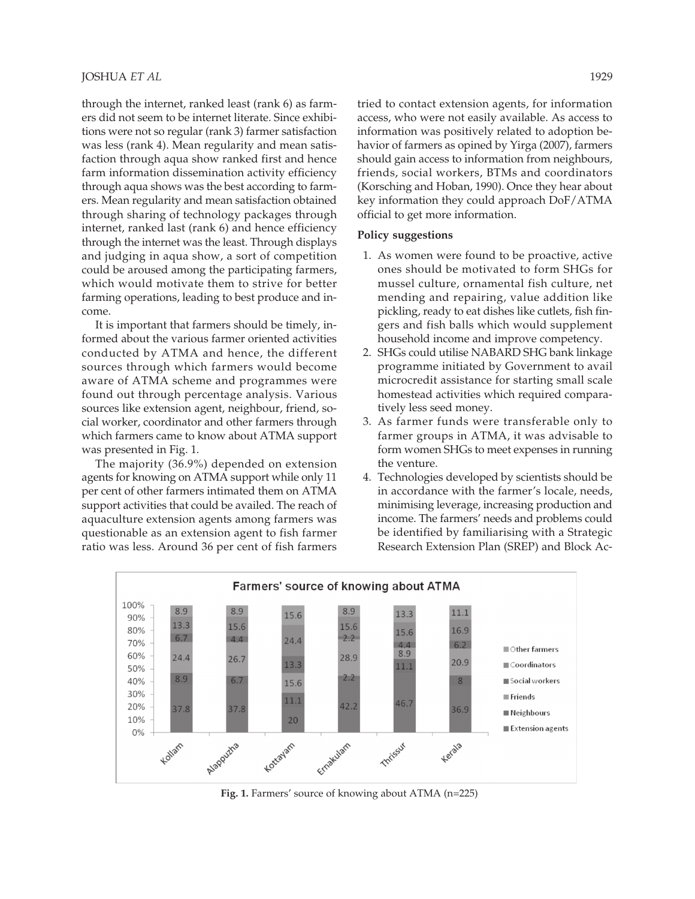through the internet, ranked least (rank 6) as farmers did not seem to be internet literate. Since exhibitions were not so regular (rank 3) farmer satisfaction was less (rank 4). Mean regularity and mean satisfaction through aqua show ranked first and hence farm information dissemination activity efficiency through aqua shows was the best according to farmers. Mean regularity and mean satisfaction obtained through sharing of technology packages through internet, ranked last (rank 6) and hence efficiency through the internet was the least. Through displays and judging in aqua show, a sort of competition could be aroused among the participating farmers, which would motivate them to strive for better farming operations, leading to best produce and income.

It is important that farmers should be timely, informed about the various farmer oriented activities conducted by ATMA and hence, the different sources through which farmers would become aware of ATMA scheme and programmes were found out through percentage analysis. Various sources like extension agent, neighbour, friend, social worker, coordinator and other farmers through which farmers came to know about ATMA support was presented in Fig. 1.

The majority (36.9%) depended on extension agents for knowing on ATMA support while only 11 per cent of other farmers intimated them on ATMA support activities that could be availed. The reach of aquaculture extension agents among farmers was questionable as an extension agent to fish farmer ratio was less. Around 36 per cent of fish farmers tried to contact extension agents, for information access, who were not easily available. As access to information was positively related to adoption behavior of farmers as opined by Yirga (2007), farmers should gain access to information from neighbours, friends, social workers, BTMs and coordinators (Korsching and Hoban, 1990). Once they hear about key information they could approach DoF/ATMA official to get more information.

**Policy suggestions**

1. As women were found to be proactive, active ones should be motivated to form SHGs for mussel culture, ornamental fish culture, net mending and repairing, value addition like pickling, ready to eat dishes like cutlets, fish fingers and fish balls which would supplement household income and improve competency.
2. SHGs could utilise NABARD SHG bank linkage programme initiated by Government to avail microcredit assistance for starting small scale homestead activities which required comparatively less seed money.
3. As farmer funds were transferable only to farmer groups in ATMA, it was advisable to form women SHGs to meet expenses in running the venture.
4. Technologies developed by scientists should be in accordance with the farmer's locale, needs, minimising leverage, increasing production and income. The farmers' needs and problems could be identified by familiarising with a Strategic Research Extension Plan (SREP) and Block Ac-

Farmers' source of knowing about ATMA

| Source | Kollam | Alappuzha | Kottayam | Ernakulam | Thrissur | Kerala |
|---|---|---|---|---|---|---|
| Extension agents | 37.8 | 37.8 | 20 | 42.2 | 46.7 | 36.9 |
| Neighbours | 8.9 | 6.7 | 11.1 | 2.2 | 11.1 | 8 |
| Friends | 24.4 | 26.7 | 15.6 | 28.9 | 8.9 | 20.9 |
| Social workers | 6.7 | 4.4 | 13.3 | 2.2 | 4.4 | 6.2 |
| Coordinators | 13.3 | 15.6 | 24.4 | 15.6 | 15.6 | 16.9 |
| Other farmers | 8.9 | 8.9 | 15.6 | 8.9 | 13.3 | 11.1 |

**Fig. 1.** Farmers' source of knowing about ATMA (n=225)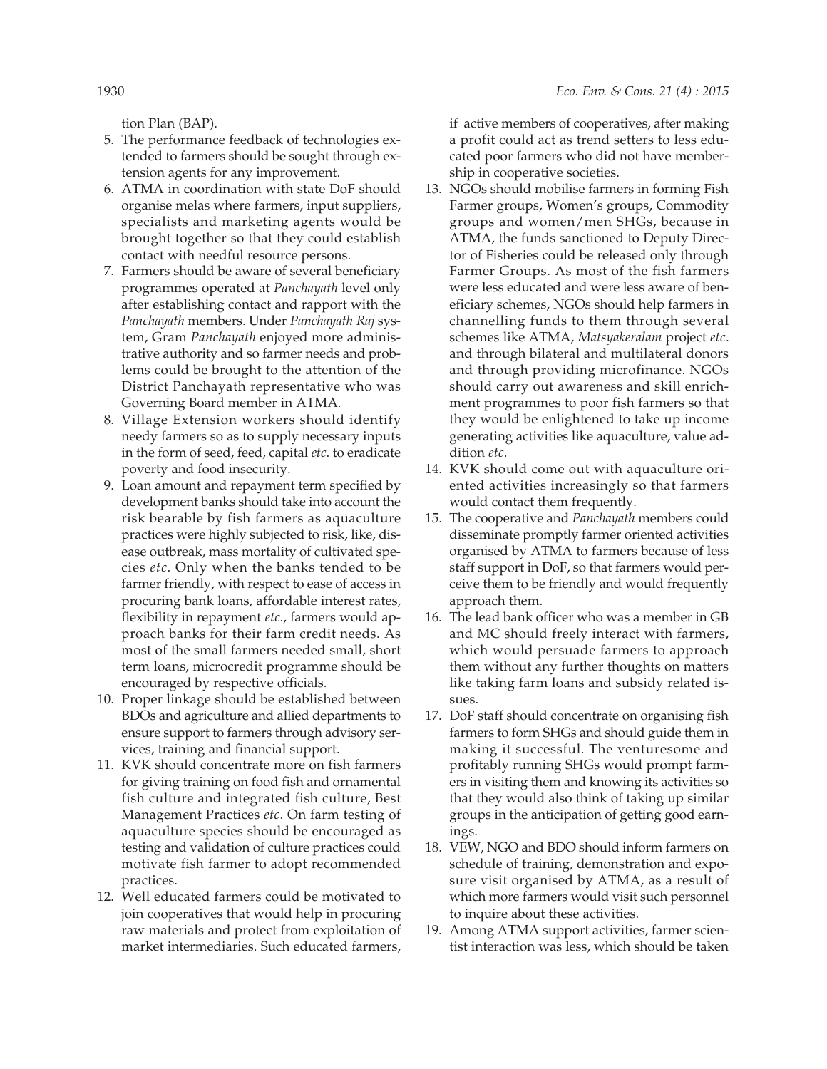tion Plan (BAP).

5. The performance feedback of technologies extended to farmers should be sought through extension agents for any improvement.
6. ATMA in coordination with state DoF should organise melas where farmers, input suppliers, specialists and marketing agents would be brought together so that they could establish contact with needful resource persons.
7. Farmers should be aware of several beneficiary programmes operated at *Panchayath* level only after establishing contact and rapport with the *Panchayath* members. Under *Panchayath Raj* system, Gram *Panchayath* enjoyed more administrative authority and so farmer needs and problems could be brought to the attention of the District Panchayath representative who was Governing Board member in ATMA.
8. Village Extension workers should identify needy farmers so as to supply necessary inputs in the form of seed, feed, capital *etc*. to eradicate poverty and food insecurity.
9. Loan amount and repayment term specified by development banks should take into account the risk bearable by fish farmers as aquaculture practices were highly subjected to risk, like, disease outbreak, mass mortality of cultivated species *etc*. Only when the banks tended to be farmer friendly, with respect to ease of access in procuring bank loans, affordable interest rates, flexibility in repayment *etc*., farmers would approach banks for their farm credit needs. As most of the small farmers needed small, short term loans, microcredit programme should be encouraged by respective officials.
10. Proper linkage should be established between BDOs and agriculture and allied departments to ensure support to farmers through advisory services, training and financial support.
11. KVK should concentrate more on fish farmers for giving training on food fish and ornamental fish culture and integrated fish culture, Best Management Practices *etc*. On farm testing of aquaculture species should be encouraged as testing and validation of culture practices could motivate fish farmer to adopt recommended practices.
12. Well educated farmers could be motivated to join cooperatives that would help in procuring raw materials and protect from exploitation of market intermediaries. Such educated farmers, if active members of cooperatives, after making a profit could act as trend setters to less educated poor farmers who did not have membership in cooperative societies.
13. NGOs should mobilise farmers in forming Fish Farmer groups, Women's groups, Commodity groups and women/men SHGs, because in ATMA, the funds sanctioned to Deputy Director of Fisheries could be released only through Farmer Groups. As most of the fish farmers were less educated and were less aware of beneficiary schemes, NGOs should help farmers in channelling funds to them through several schemes like ATMA, *Matsyakeralam* project *etc*. and through bilateral and multilateral donors and through providing microfinance. NGOs should carry out awareness and skill enrichment programmes to poor fish farmers so that they would be enlightened to take up income generating activities like aquaculture, value addition *etc*.
14. KVK should come out with aquaculture oriented activities increasingly so that farmers would contact them frequently.
15. The cooperative and *Panchayath* members could disseminate promptly farmer oriented activities organised by ATMA to farmers because of less staff support in DoF, so that farmers would perceive them to be friendly and would frequently approach them.
16. The lead bank officer who was a member in GB and MC should freely interact with farmers, which would persuade farmers to approach them without any further thoughts on matters like taking farm loans and subsidy related issues.
17. DoF staff should concentrate on organising fish farmers to form SHGs and should guide them in making it successful. The venturesome and profitably running SHGs would prompt farmers in visiting them and knowing its activities so that they would also think of taking up similar groups in the anticipation of getting good earnings.
18. VEW, NGO and BDO should inform farmers on schedule of training, demonstration and exposure visit organised by ATMA, as a result of which more farmers would visit such personnel to inquire about these activities.
19. Among ATMA support activities, farmer scientist interaction was less, which should be taken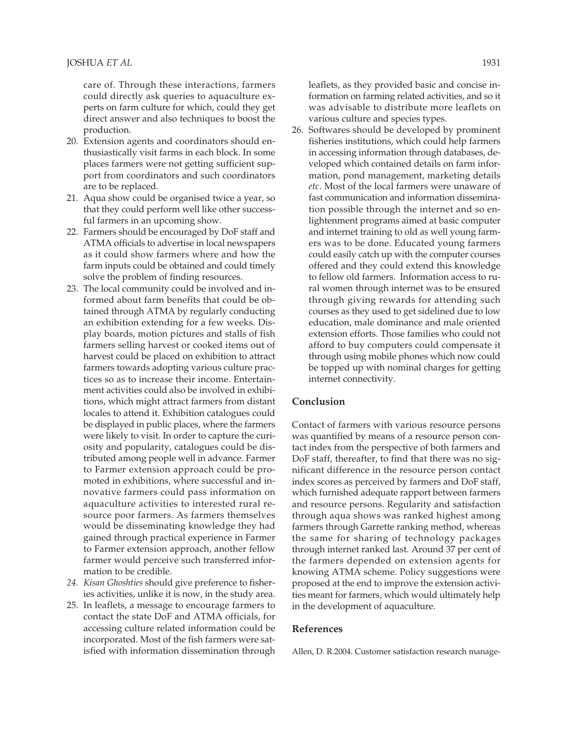care of. Through these interactions, farmers could directly ask queries to aquaculture experts on farm culture for which, could they get direct answer and also techniques to boost the production.

20. Extension agents and coordinators should enthusiastically visit farms in each block. In some places farmers were not getting sufficient support from coordinators and such coordinators are to be replaced.
21. Aqua show could be organised twice a year, so that they could perform well like other successful farmers in an upcoming show.
22. Farmers should be encouraged by DoF staff and ATMA officials to advertise in local newspapers as it could show farmers where and how the farm inputs could be obtained and could timely solve the problem of finding resources.
23. The local community could be involved and informed about farm benefits that could be obtained through ATMA by regularly conducting an exhibition extending for a few weeks. Display boards, motion pictures and stalls of fish farmers selling harvest or cooked items out of harvest could be placed on exhibition to attract farmers towards adopting various culture practices so as to increase their income. Entertainment activities could also be involved in exhibitions, which might attract farmers from distant locales to attend it. Exhibition catalogues could be displayed in public places, where the farmers were likely to visit. In order to capture the curiosity and popularity, catalogues could be distributed among people well in advance. Farmer to Farmer extension approach could be promoted in exhibitions, where successful and innovative farmers could pass information on aquaculture activities to interested rural resource poor farmers. As farmers themselves would be disseminating knowledge they had gained through practical experience in Farmer to Farmer extension approach, another fellow farmer would perceive such transferred information to be credible.
24. *Kisan Ghoshties* should give preference to fisheries activities, unlike it is now, in the study area.
25. In leaflets, a message to encourage farmers to contact the state DoF and ATMA officials, for accessing culture related information could be incorporated. Most of the fish farmers were satisfied with information dissemination through leaflets, as they provided basic and concise information on farming related activities, and so it was advisable to distribute more leaflets on various culture and species types.
26. Softwares should be developed by prominent fisheries institutions, which could help farmers in accessing information through databases, developed which contained details on farm information, pond management, marketing details *etc*. Most of the local farmers were unaware of fast communication and information dissemination possible through the internet and so enlightenment programs aimed at basic computer and internet training to old as well young farmers was to be done. Educated young farmers could easily catch up with the computer courses offered and they could extend this knowledge to fellow old farmers. Information access to rural women through internet was to be ensured through giving rewards for attending such courses as they used to get sidelined due to low education, male dominance and male oriented extension efforts. Those families who could not afford to buy computers could compensate it through using mobile phones which now could be topped up with nominal charges for getting internet connectivity.

## Conclusion

Contact of farmers with various resource persons was quantified by means of a resource person contact index from the perspective of both farmers and DoF staff, thereafter, to find that there was no significant difference in the resource person contact index scores as perceived by farmers and DoF staff, which furnished adequate rapport between farmers and resource persons. Regularity and satisfaction through aqua shows was ranked highest among farmers through Garrette ranking method, whereas the same for sharing of technology packages through internet ranked last. Around 37 per cent of the farmers depended on extension agents for knowing ATMA scheme. Policy suggestions were proposed at the end to improve the extension activities meant for farmers, which would ultimately help in the development of aquaculture.

## References

Allen, D. R.2004. Customer satisfaction research manage-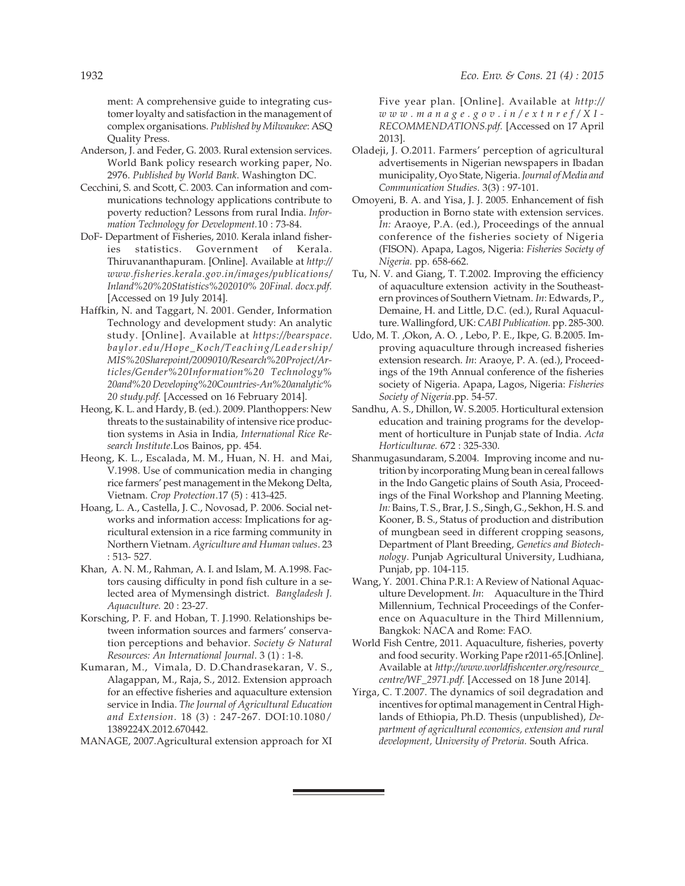ment: A comprehensive guide to integrating customer loyalty and satisfaction in the management of complex organisations. *Published by Milwaukee*: ASQ Quality Press.

Anderson, J. and Feder, G. 2003. Rural extension services. World Bank policy research working paper, No. 2976. *Published by World Bank*. Washington DC.

Cecchini, S. and Scott, C. 2003. Can information and communications technology applications contribute to poverty reduction? Lessons from rural India. *Information Technology for Development.*10 : 73-84.

DoF- Department of Fisheries, 2010. Kerala inland fisheries statistics. Government of Kerala. Thiruvananthapuram. [Online]. Available at *http://www.fisheries.kerala.gov.in/images/publications/Inland%20%20Statistics%202010% 20Final. docx.pdf*. [Accessed on 19 July 2014].

Haffkin, N. and Taggart, N. 2001. Gender, Information Technology and development study: An analytic study. [Online]. Available at *https://bearspace.baylor.edu/Hope_Koch/Teaching/Leadership/MIS%20Sharepoint/2009010/Research%20Project/Articles/Gender%20Information%20 Technology% 20and%20 Developing%20Countries-An%20analytic% 20 study.pdf*. [Accessed on 16 February 2014].

Heong, K. L. and Hardy, B. (ed.). 2009. Planthoppers: New threats to the sustainability of intensive rice production systems in Asia in India, *International Rice Research Institute*.Los Bainos, pp. 454.

Heong, K. L., Escalada, M. M., Huan, N. H. and Mai, V.1998. Use of communication media in changing rice farmers' pest management in the Mekong Delta, Vietnam. *Crop Protection*.17 (5) : 413-425.

Hoang, L. A., Castella, J. C., Novosad, P. 2006. Social networks and information access: Implications for agricultural extension in a rice farming community in Northern Vietnam. *Agriculture and Human values*. 23 : 513- 527.

Khan, A. N. M., Rahman, A. I. and Islam, M. A.1998. Factors causing difficulty in pond fish culture in a selected area of Mymensingh district. *Bangladesh J. Aquaculture.* 20 : 23-27.

Korsching, P. F. and Hoban, T. J.1990. Relationships between information sources and farmers' conservation perceptions and behavior. *Society & Natural Resources: An International Journal*. 3 (1) : 1-8.

Kumaran, M., Vimala, D. D.Chandrasekaran, V. S., Alagappan, M., Raja, S., 2012. Extension approach for an effective fisheries and aquaculture extension service in India. *The Journal of Agricultural Education and Extension*. 18 (3) : 247-267. DOI:10.1080/1389224X.2012.670442.

MANAGE, 2007.Agricultural extension approach for XI Five year plan. [Online]. Available at *http://www.manage.gov.in/extnref/XI-RECOMMENDATIONS.pdf*. [Accessed on 17 April 2013].

Oladeji, J. O.2011. Farmers' perception of agricultural advertisements in Nigerian newspapers in Ibadan municipality, Oyo State, Nigeria. *Journal of Media and Communication Studies*. 3(3) : 97-101.

Omoyeni, B. A. and Yisa, J. J. 2005. Enhancement of fish production in Borno state with extension services. *In:* Araoye, P.A. (ed.), Proceedings of the annual conference of the fisheries society of Nigeria (FISON). Apapa, Lagos, Nigeria: *Fisheries Society of Nigeria.* pp. 658-662.

Tu, N. V. and Giang, T. T.2002. Improving the efficiency of aquaculture extension activity in the Southeastern provinces of Southern Vietnam. *In*: Edwards, P., Demaine, H. and Little, D.C. (ed.), Rural Aquaculture. Wallingford, UK: *CABI Publication.* pp. 285-300.

Udo, M. T. ,Okon, A. O. , Lebo, P. E., Ikpe, G. B.2005. Improving aquaculture through increased fisheries extension research. *In*: Araoye, P. A. (ed.), Proceedings of the 19th Annual conference of the fisheries society of Nigeria. Apapa, Lagos, Nigeria: *Fisheries Society of Nigeria*.pp. 54-57.

Sandhu, A. S., Dhillon, W. S.2005. Horticultural extension education and training programs for the development of horticulture in Punjab state of India. *Acta Horticulturae.* 672 : 325-330.

Shanmugasundaram, S.2004. Improving income and nutrition by incorporating Mung bean in cereal fallows in the Indo Gangetic plains of South Asia, Proceedings of the Final Workshop and Planning Meeting. *In:* Bains, T. S., Brar, J. S., Singh, G., Sekhon, H. S. and Kooner, B. S., Status of production and distribution of mungbean seed in different cropping seasons, Department of Plant Breeding, *Genetics and Biotechnology*. Punjab Agricultural University, Ludhiana, Punjab, pp. 104-115.

Wang, Y. 2001. China P.R.1: A Review of National Aquaculture Development. *In*: Aquaculture in the Third Millennium, Technical Proceedings of the Conference on Aquaculture in the Third Millennium, Bangkok: NACA and Rome: FAO.

World Fish Centre, 2011. Aquaculture, fisheries, poverty and food security. Working Pape r2011-65.[Online]. Available at *http://www.worldfishcenter.org/resource_centre/WF_2971.pdf*. [Accessed on 18 June 2014].

Yirga, C. T.2007. The dynamics of soil degradation and incentives for optimal management in Central Highlands of Ethiopia, Ph.D. Thesis (unpublished), *Department of agricultural economics, extension and rural development, University of Pretoria.* South Africa.